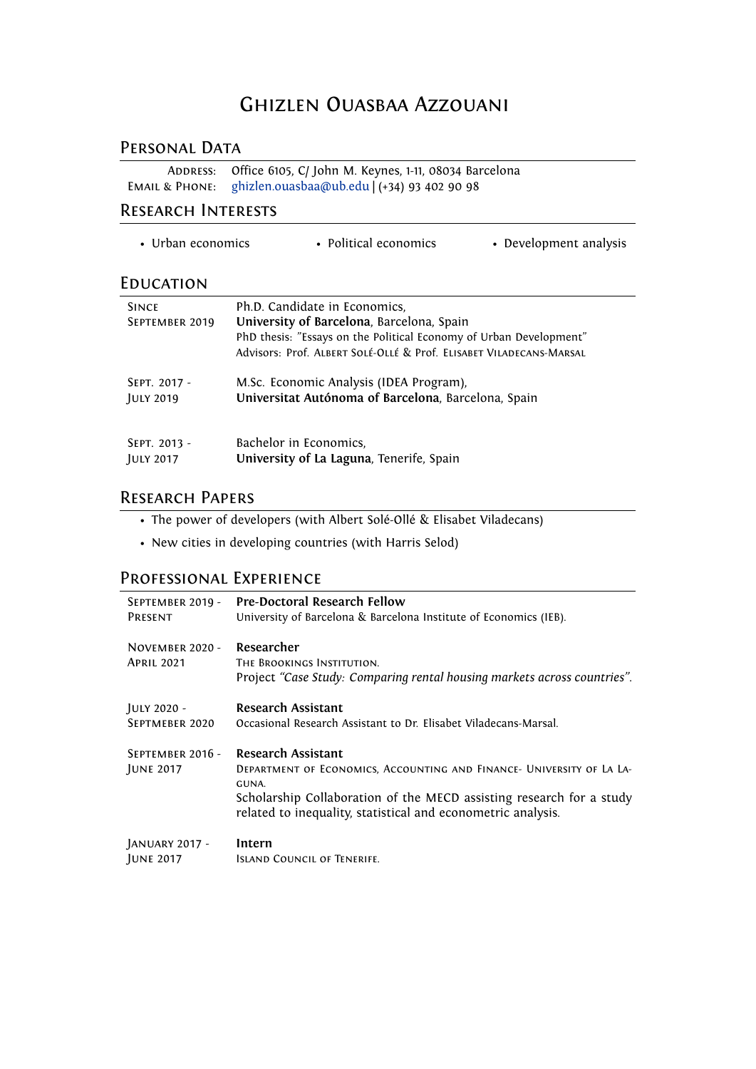# Ghizlen Ouasbaa Azzouani

## Personal Data

**Address:** Office 6105, C/ John M. Keynes, 1-11, 08034 Barcelona
**Email & Phone:** ghizlen.ouasbaa@ub.edu | (+34) 93 402 90 98

## Research Interests

- Urban economics
- Political economics
- Development analysis

## Education

| | |
|---|---|
| Since September 2019 | Ph.D. Candidate in Economics, **University of Barcelona**, Barcelona, Spain<br>PhD thesis: "Essays on the Political Economy of Urban Development"<br>Advisors: Prof. Albert Solé-Ollé & Prof. Elisabet Viladecans-Marsal |
| Sept. 2017 - July 2019 | M.Sc. Economic Analysis (IDEA Program), **Universitat Autónoma of Barcelona**, Barcelona, Spain |
| Sept. 2013 - July 2017 | Bachelor in Economics, **University of La Laguna**, Tenerife, Spain |

## Research Papers

- The power of developers (with Albert Solé-Ollé & Elisabet Viladecans)
- New cities in developing countries (with Harris Selod)

## Professional Experience

| | |
|---|---|
| September 2019 - Present | **Pre-Doctoral Research Fellow**<br>University of Barcelona & Barcelona Institute of Economics (IEB). |
| November 2020 - April 2021 | **Researcher**<br>The Brookings Institution.<br>Project *"Case Study: Comparing rental housing markets across countries"*. |
| July 2020 - Septmeber 2020 | **Research Assistant**<br>Occasional Research Assistant to Dr. Elisabet Viladecans-Marsal. |
| September 2016 - June 2017 | **Research Assistant**<br>Department of Economics, Accounting and Finance- University of La Laguna.<br>Scholarship Collaboration of the MECD assisting research for a study related to inequality, statistical and econometric analysis. |
| January 2017 - June 2017 | **Intern**<br>Island Council of Tenerife. |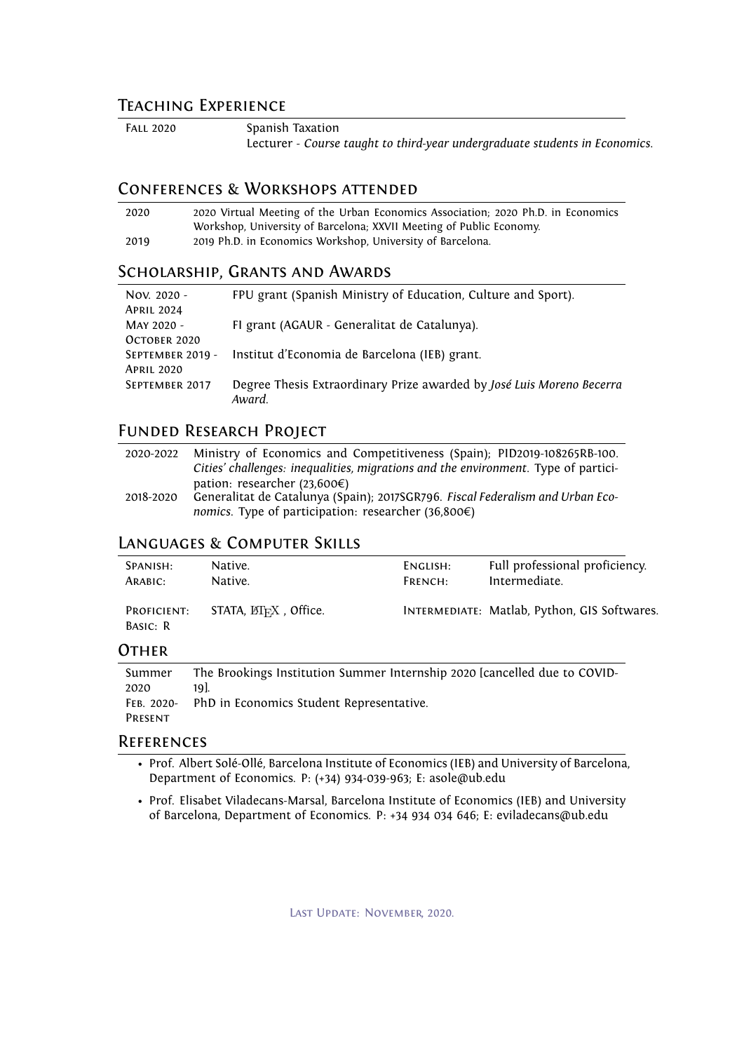## Teaching Experience

| | |
|---|---|
| Fall 2020 | Spanish Taxation<br>Lecturer - *Course taught to third-year undergraduate students in Economics.* |

## Conferences & Workshops attended

| | |
|---|---|
| 2020 | 2020 Virtual Meeting of the Urban Economics Association; 2020 Ph.D. in Economics Workshop, University of Barcelona; XXVII Meeting of Public Economy. |
| 2019 | 2019 Ph.D. in Economics Workshop, University of Barcelona. |

## Scholarship, Grants and Awards

| | |
|---|---|
| Nov. 2020 - April 2024 | FPU grant (Spanish Ministry of Education, Culture and Sport). |
| May 2020 - October 2020 | FI grant (AGAUR - Generalitat de Catalunya). |
| September 2019 - April 2020 | Institut d'Economia de Barcelona (IEB) grant. |
| September 2017 | Degree Thesis Extraordinary Prize awarded by *José Luis Moreno Becerra Award*. |

## Funded Research Project

| | |
|---|---|
| 2020-2022 | Ministry of Economics and Competitiveness (Spain); PID2019-108265RB-100. *Cities' challenges: inequalities, migrations and the environment*. Type of participation: researcher (23,600€) |
| 2018-2020 | Generalitat de Catalunya (Spain); 2017SGR796. *Fiscal Federalism and Urban Economics*. Type of participation: researcher (36,800€) |

## Languages & Computer Skills

| | | | |
|---|---|---|---|
| Spanish: | Native. | English: | Full professional proficiency. |
| Arabic: | Native. | French: | Intermediate. |
| Proficient: | STATA, LaTeX , Office. | Intermediate: | Matlab, Python, GIS Softwares. |
| Basic: R | | | |

## Other

| | |
|---|---|
| Summer 2020 | The Brookings Institution Summer Internship 2020 [cancelled due to COVID-19]. |
| Feb. 2020-Present | PhD in Economics Student Representative. |

## References

- Prof. Albert Solé-Ollé, Barcelona Institute of Economics (IEB) and University of Barcelona, Department of Economics. P: (+34) 934-039-963; E: asole@ub.edu
- Prof. Elisabet Viladecans-Marsal, Barcelona Institute of Economics (IEB) and University of Barcelona, Department of Economics. P: +34 934 034 646; E: eviladecans@ub.edu

Last Update: November, 2020.